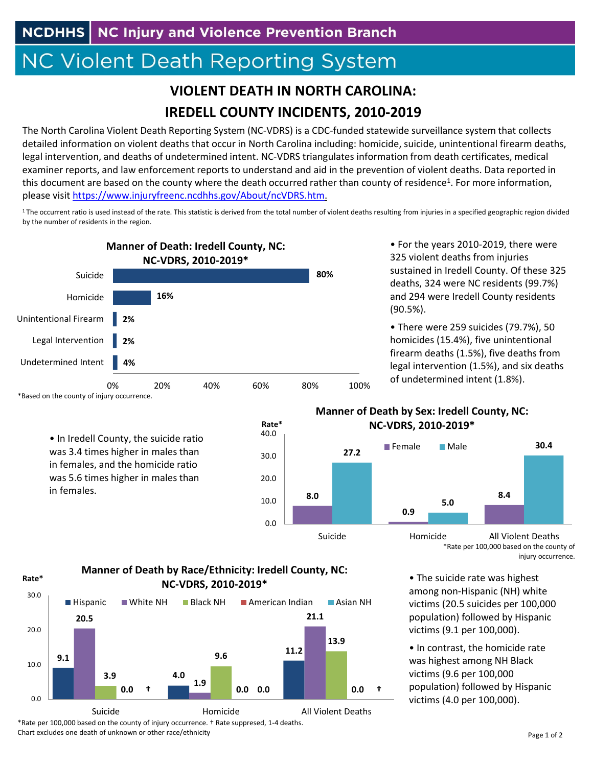NCDHHS | NC Injury and Violence Prevention Branch

# NC Violent Death Reporting System

## VIOLENT DEATH IN NORTH CAROLINA:
## IREDELL COUNTY INCIDENTS, 2010-2019

The North Carolina Violent Death Reporting System (NC-VDRS) is a CDC-funded statewide surveillance system that collects detailed information on violent deaths that occur in North Carolina including: homicide, suicide, unintentional firearm deaths, legal intervention, and deaths of undetermined intent. NC-VDRS triangulates information from death certificates, medical examiner reports, and law enforcement reports to understand and aid in the prevention of violent deaths. Data reported in this document are based on the county where the death occurred rather than county of residence[1]. For more information, please visit https://www.injuryfreenc.ncdhhs.gov/About/ncVDRS.htm.

[1] The occurrent ratio is used instead of the rate. This statistic is derived from the total number of violent deaths resulting from injuries in a specified geographic region divided by the number of residents in the region.

**Manner of Death: Iredell County, NC: NC-VDRS, 2010-2019***

| Manner of Death | Percent |
|---|---|
| Suicide | 80% |
| Homicide | 16% |
| Unintentional Firearm | 2% |
| Legal Intervention | 2% |
| Undetermined Intent | 4% |

*Based on the county of injury occurrence.

- For the years 2010-2019, there were 325 violent deaths from injuries sustained in Iredell County. Of these 325 deaths, 324 were NC residents (99.7%) and 294 were Iredell County residents (90.5%).
- There were 259 suicides (79.7%), 50 homicides (15.4%), five unintentional firearm deaths (1.5%), five deaths from legal intervention (1.5%), and six deaths of undetermined intent (1.8%).

- In Iredell County, the suicide ratio was 3.4 times higher in males than in females, and the homicide ratio was 5.6 times higher in males than in females.

**Manner of Death by Sex: Iredell County, NC: NC-VDRS, 2010-2019***

| Rate* | Female | Male |
|---|---|---|
| Suicide | 8.0 | 27.2 |
| Homicide | 0.9 | 5.0 |
| All Violent Deaths | 8.4 | 30.4 |

*Rate per 100,000 based on the county of injury occurrence.

**Manner of Death by Race/Ethnicity: Iredell County, NC: NC-VDRS, 2010-2019***

| Rate* | Hispanic | White NH | Black NH | American Indian | Asian NH |
|---|---|---|---|---|---|
| Suicide | 9.1 | 20.5 | 3.9 | 0.0 | † |
| Homicide | 4.0 | 1.9 | 9.6 | 0.0 | 0.0 |
| All Violent Deaths | 11.2 | 21.1 | 13.9 | 0.0 | † |

*Rate per 100,000 based on the county of injury occurrence. † Rate suppresed, 1-4 deaths.
Chart excludes one death of unknown or other race/ethnicity

- The suicide rate was highest among non-Hispanic (NH) white victims (20.5 suicides per 100,000 population) followed by Hispanic victims (9.1 per 100,000).
- In contrast, the homicide rate was highest among NH Black victims (9.6 per 100,000 population) followed by Hispanic victims (4.0 per 100,000).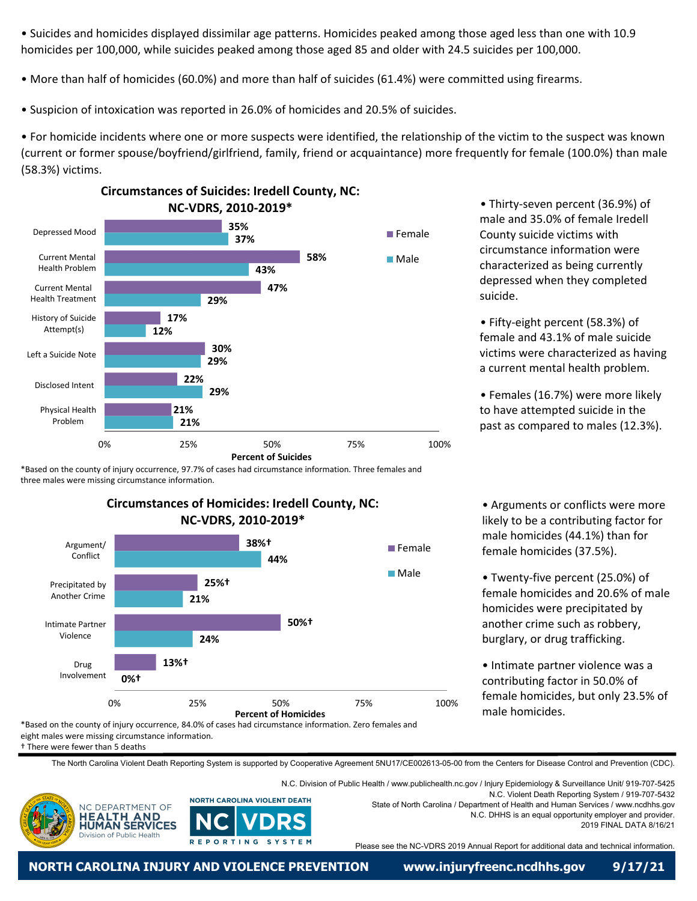• Suicides and homicides displayed dissimilar age patterns. Homicides peaked among those aged less than one with 10.9 homicides per 100,000, while suicides peaked among those aged 85 and older with 24.5 suicides per 100,000.

• More than half of homicides (60.0%) and more than half of suicides (61.4%) were committed using firearms.

• Suspicion of intoxication was reported in 26.0% of homicides and 20.5% of suicides.

• For homicide incidents where one or more suspects were identified, the relationship of the victim to the suspect was known (current or former spouse/boyfriend/girlfriend, family, friend or acquaintance) more frequently for female (100.0%) than male (58.3%) victims.

**Circumstances of Suicides: Iredell County, NC: NC-VDRS, 2010-2019***

Female
Male

Depressed Mood: 35%, 37%
Current Mental Health Problem: 58%, 43%
Current Mental Health Treatment: 47%, 29%
History of Suicide Attempt(s): 17%, 12%
Left a Suicide Note: 30%, 29%
Disclosed Intent: 22%, 29%
Physical Health Problem: 21%, 21%

0% 25% 50% 75% 100%
Percent of Suicides

*Based on the county of injury occurrence, 97.7% of cases had circumstance information. Three females and three males were missing circumstance information.

• Thirty-seven percent (36.9%) of male and 35.0% of female Iredell County suicide victims with circumstance information were characterized as being currently depressed when they completed suicide.

• Fifty-eight percent (58.3%) of female and 43.1% of male suicide victims were characterized as having a current mental health problem.

• Females (16.7%) were more likely to have attempted suicide in the past as compared to males (12.3%).

**Circumstances of Homicides: Iredell County, NC: NC-VDRS, 2010-2019***

Female
Male

Argument/ Conflict: 38%†, 44%
Precipitated by Another Crime: 25%†, 21%
Intimate Partner Violence: 50%†, 24%
Drug Involvement: 13%†, 0%†

0% 25% 50% 75% 100%
Percent of Homicides

*Based on the county of injury occurrence, 84.0% of cases had circumstance information. Zero females and eight males were missing circumstance information.
† There were fewer than 5 deaths

• Arguments or conflicts were more likely to be a contributing factor for male homicides (44.1%) than for female homicides (37.5%).

• Twenty-five percent (25.0%) of female homicides and 20.6% of male homicides were precipitated by another crime such as robbery, burglary, or drug trafficking.

• Intimate partner violence was a contributing factor in 50.0% of female homicides, but only 23.5% of male homicides.

The North Carolina Violent Death Reporting System is supported by Cooperative Agreement 5NU17/CE002613-05-00 from the Centers for Disease Control and Prevention (CDC).

N.C. Division of Public Health / www.publichealth.nc.gov / Injury Epidemiology & Surveillance Unit/ 919-707-5425
N.C. Violent Death Reporting System / 919-707-5432
State of North Carolina / Department of Health and Human Services / www.ncdhhs.gov
N.C. DHHS is an equal opportunity employer and provider.
2019 FINAL DATA 8/16/21

Please see the NC-VDRS 2019 Annual Report for additional data and technical information.

**NORTH CAROLINA INJURY AND VIOLENCE PREVENTION** **www.injuryfreenc.ncdhhs.gov** **9/17/21**